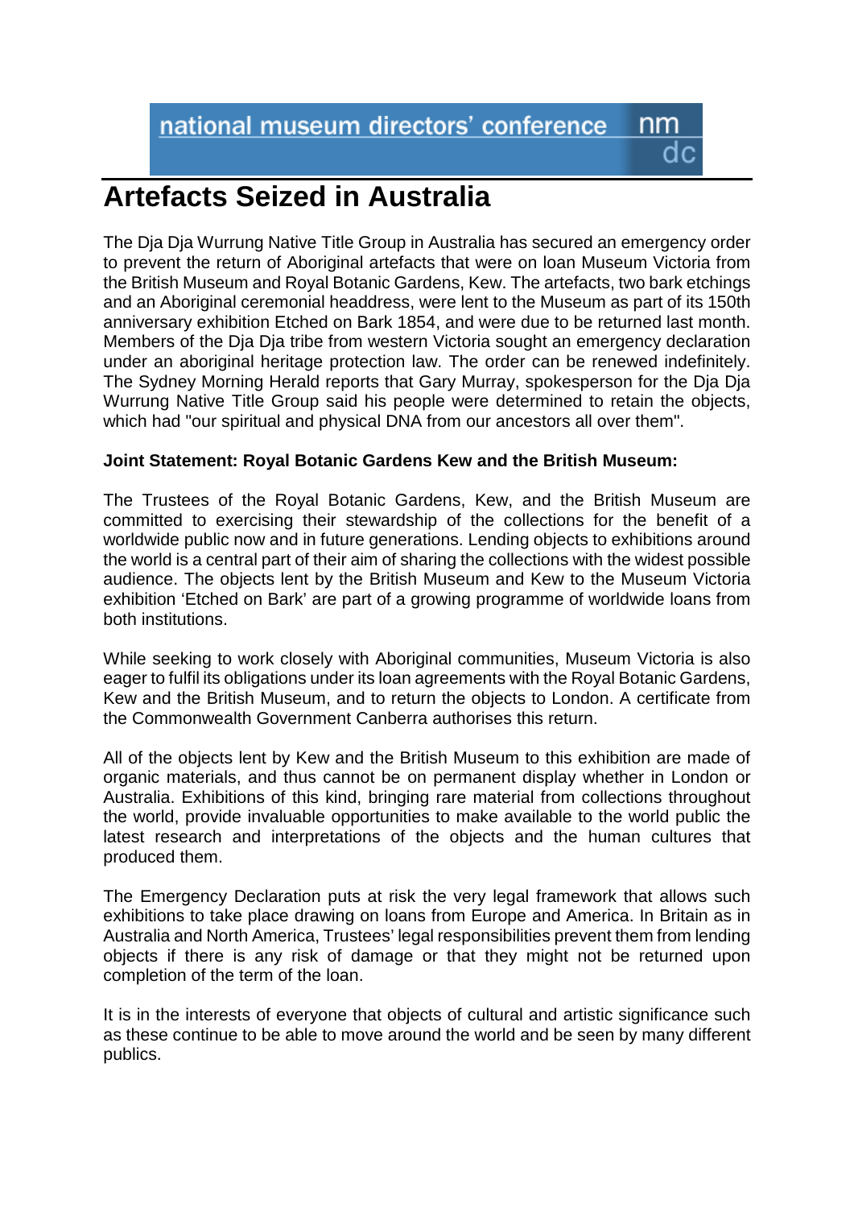national museum directors' conference

# Artefacts Seized in Australia

The Dja Dja Wurrung Native Title Group in Australia has secured an emergency order to prevent the return of Aboriginal artefacts that were on loan Museum Victoria from the British Museum and Royal Botanic Gardens, Kew. The artefacts, two bark etchings and an Aboriginal ceremonial headdress, were lent to the Museum as part of its 150th anniversary exhibition Etched on Bark 1854, and were due to be returned last month. Members of the Dja Dja tribe from western Victoria sought an emergency declaration under an aboriginal heritage protection law. The order can be renewed indefinitely. The Sydney Morning Herald reports that Gary Murray, spokesperson for the Dja Dja Wurrung Native Title Group said his people were determined to retain the objects, which had "our spiritual and physical DNA from our ancestors all over them".

**Joint Statement: Royal Botanic Gardens Kew and the British Museum:**

The Trustees of the Royal Botanic Gardens, Kew, and the British Museum are committed to exercising their stewardship of the collections for the benefit of a worldwide public now and in future generations. Lending objects to exhibitions around the world is a central part of their aim of sharing the collections with the widest possible audience. The objects lent by the British Museum and Kew to the Museum Victoria exhibition 'Etched on Bark' are part of a growing programme of worldwide loans from both institutions.

While seeking to work closely with Aboriginal communities, Museum Victoria is also eager to fulfil its obligations under its loan agreements with the Royal Botanic Gardens, Kew and the British Museum, and to return the objects to London. A certificate from the Commonwealth Government Canberra authorises this return.

All of the objects lent by Kew and the British Museum to this exhibition are made of organic materials, and thus cannot be on permanent display whether in London or Australia. Exhibitions of this kind, bringing rare material from collections throughout the world, provide invaluable opportunities to make available to the world public the latest research and interpretations of the objects and the human cultures that produced them.

The Emergency Declaration puts at risk the very legal framework that allows such exhibitions to take place drawing on loans from Europe and America. In Britain as in Australia and North America, Trustees' legal responsibilities prevent them from lending objects if there is any risk of damage or that they might not be returned upon completion of the term of the loan.

It is in the interests of everyone that objects of cultural and artistic significance such as these continue to be able to move around the world and be seen by many different publics.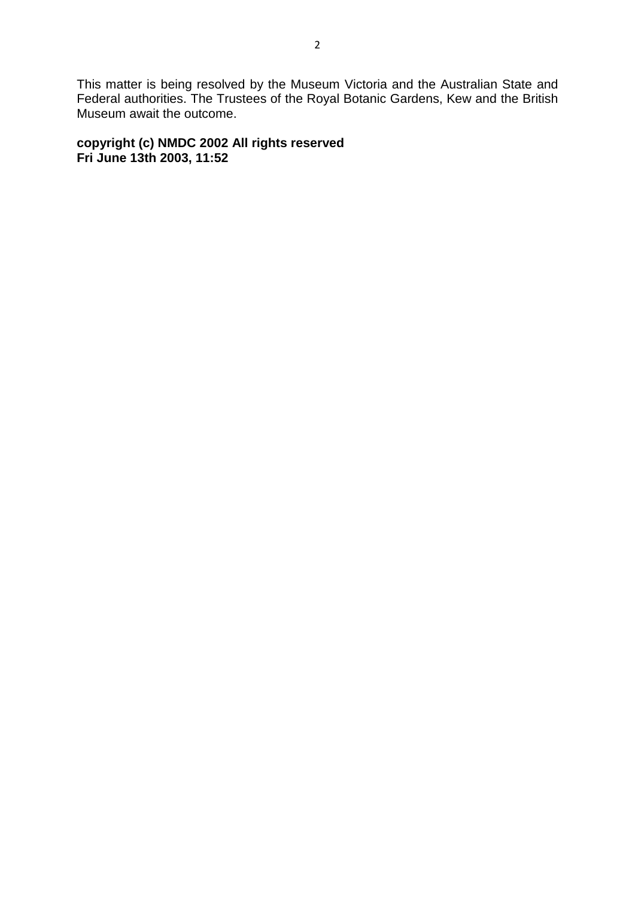This matter is being resolved by the Museum Victoria and the Australian State and Federal authorities. The Trustees of the Royal Botanic Gardens, Kew and the British Museum await the outcome.

**copyright (c) NMDC 2002 All rights reserved**
**Fri June 13th 2003, 11:52**